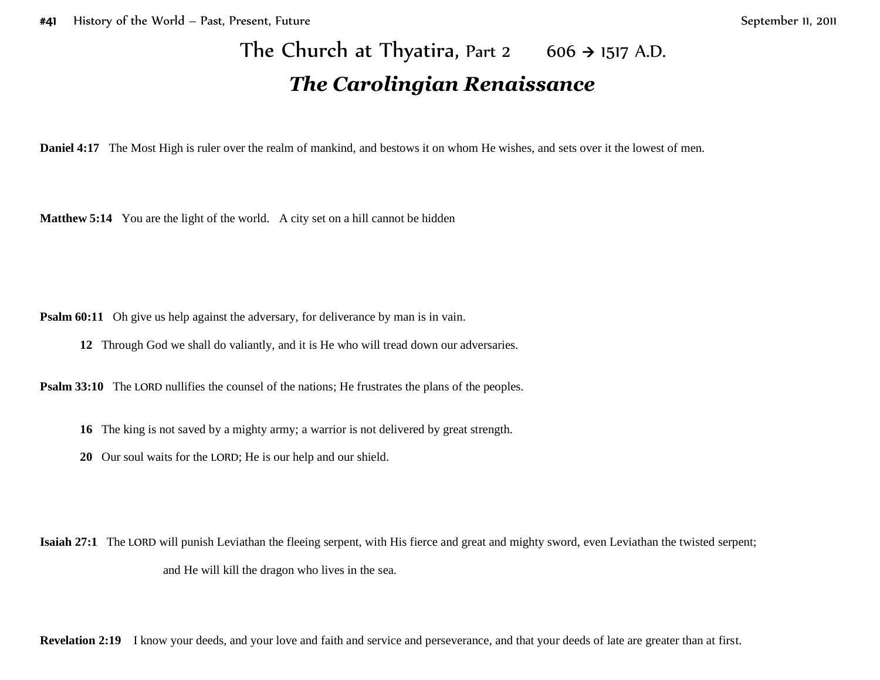# The Church at Thyatira, Part 2 606 → 1517 A.D.

## *The Carolingian Renaissance*

**Daniel 4:17** The Most High is ruler over the realm of mankind, and bestows it on whom He wishes, and sets over it the lowest of men.

**Matthew 5:14** You are the light of the world. A city set on a hill cannot be hidden

**Psalm 60:11** Oh give us help against the adversary, for deliverance by man is in vain.

**12** Through God we shall do valiantly, and it is He who will tread down our adversaries.

**Psalm 33:10** The LORD nullifies the counsel of the nations; He frustrates the plans of the peoples.

**16** The king is not saved by a mighty army; a warrior is not delivered by great strength.

**20** Our soul waits for the LORD; He is our help and our shield.

**Isaiah 27:1** The LORD will punish Leviathan the fleeing serpent, with His fierce and great and mighty sword, even Leviathan the twisted serpent; and He will kill the dragon who lives in the sea.

**Revelation 2:19** I know your deeds, and your love and faith and service and perseverance, and that your deeds of late are greater than at first.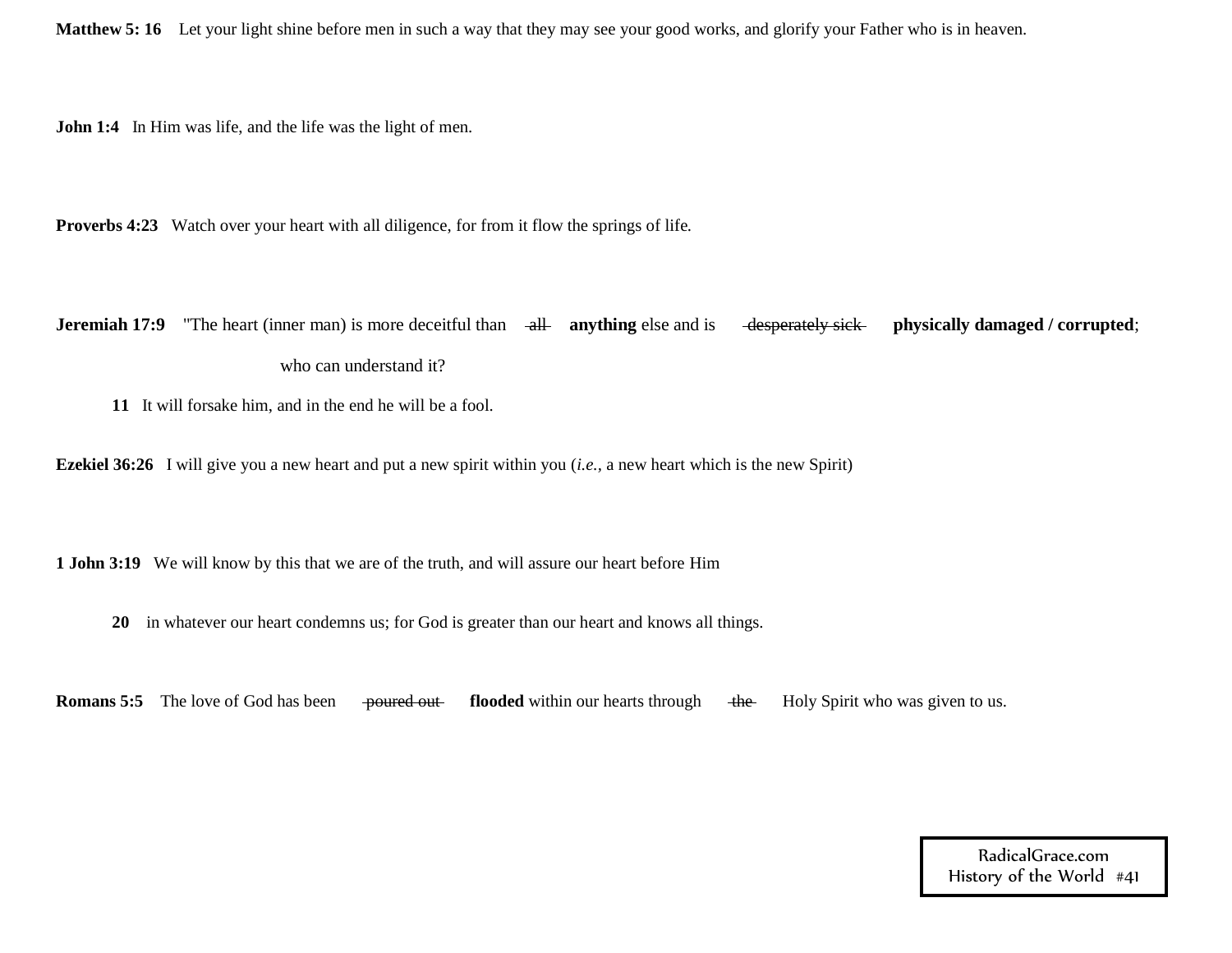**Matthew 5: 16** Let your light shine before men in such a way that they may see your good works, and glorify your Father who is in heaven.

**John 1:4** In Him was life, and the life was the light of men.

**Proverbs 4:23** Watch over your heart with all diligence, for from it flow the springs of life.

**Jeremiah 17:9** "The heart (inner man) is more deceitful than ~~all~~ **anything** else and is ~~desperately sick~~ **physically damaged / corrupted**;

who can understand it?

**11** It will forsake him, and in the end he will be a fool.

**Ezekiel 36:26** I will give you a new heart and put a new spirit within you (*i.e.*, a new heart which is the new Spirit)

**1 John 3:19** We will know by this that we are of the truth, and will assure our heart before Him

**20** in whatever our heart condemns us; for God is greater than our heart and knows all things.

**Romans 5:5** The love of God has been ~~poured out~~ **flooded** within our hearts through ~~the~~ Holy Spirit who was given to us.

RadicalGrace.com
History of the World #41